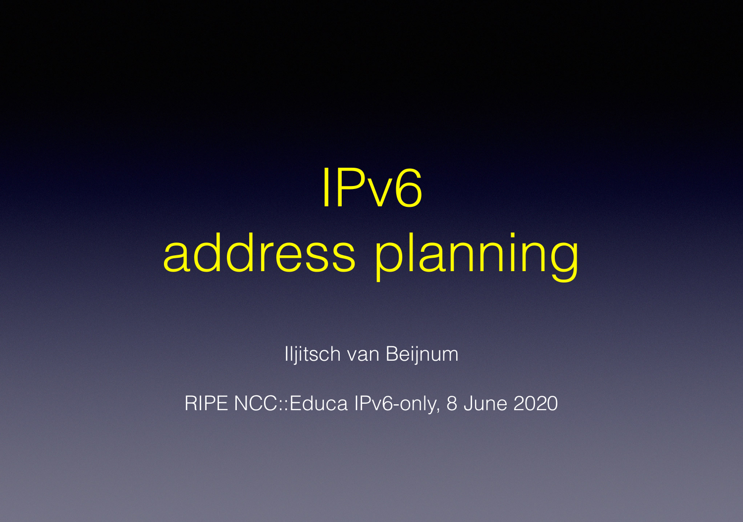# IPv6 address planning

Iljitsch van Beijnum

RIPE NCC::Educa IPv6-only, 8 June 2020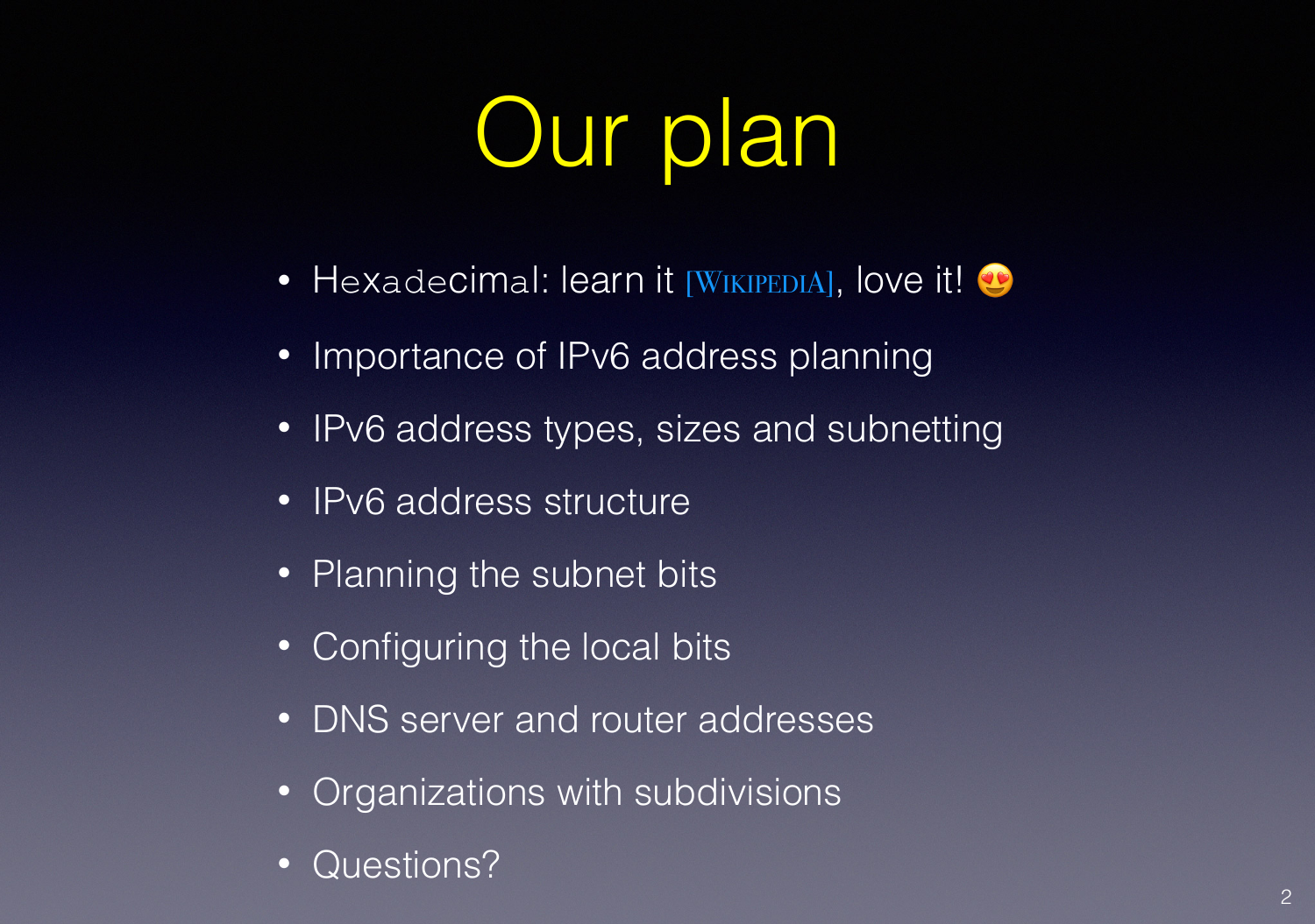# Our plan

- Hexadecimal: learn it [WIKIPEDIA], love it! 😍
- Importance of IPv6 address planning
- IPv6 address types, sizes and subnetting
- IPv6 address structure
- Planning the subnet bits
- Configuring the local bits
- DNS server and router addresses
- Organizations with subdivisions
- Questions?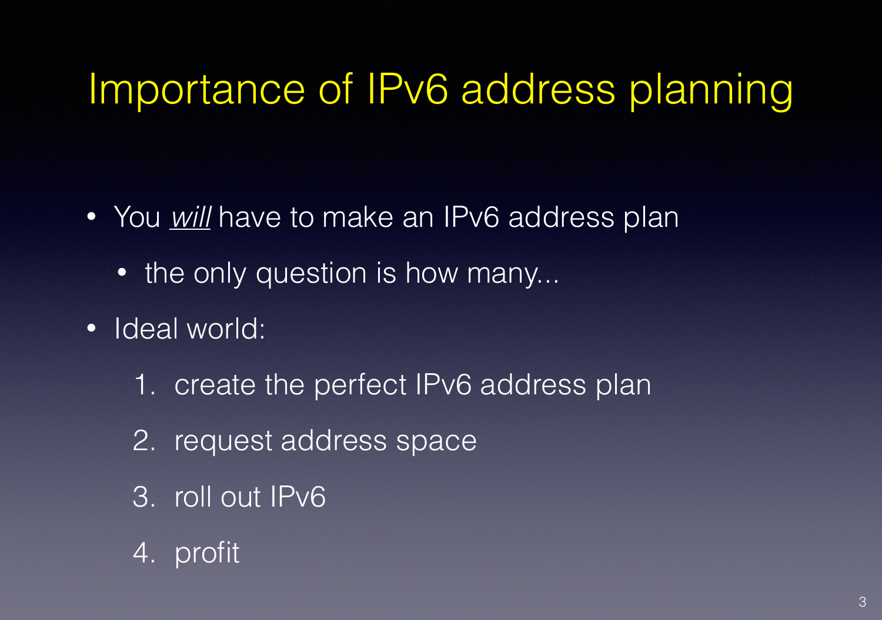# Importance of IPv6 address planning

- You *will* have to make an IPv6 address plan
  - the only question is how many...
- Ideal world:
  1. create the perfect IPv6 address plan
  2. request address space
  3. roll out IPv6
  4. profit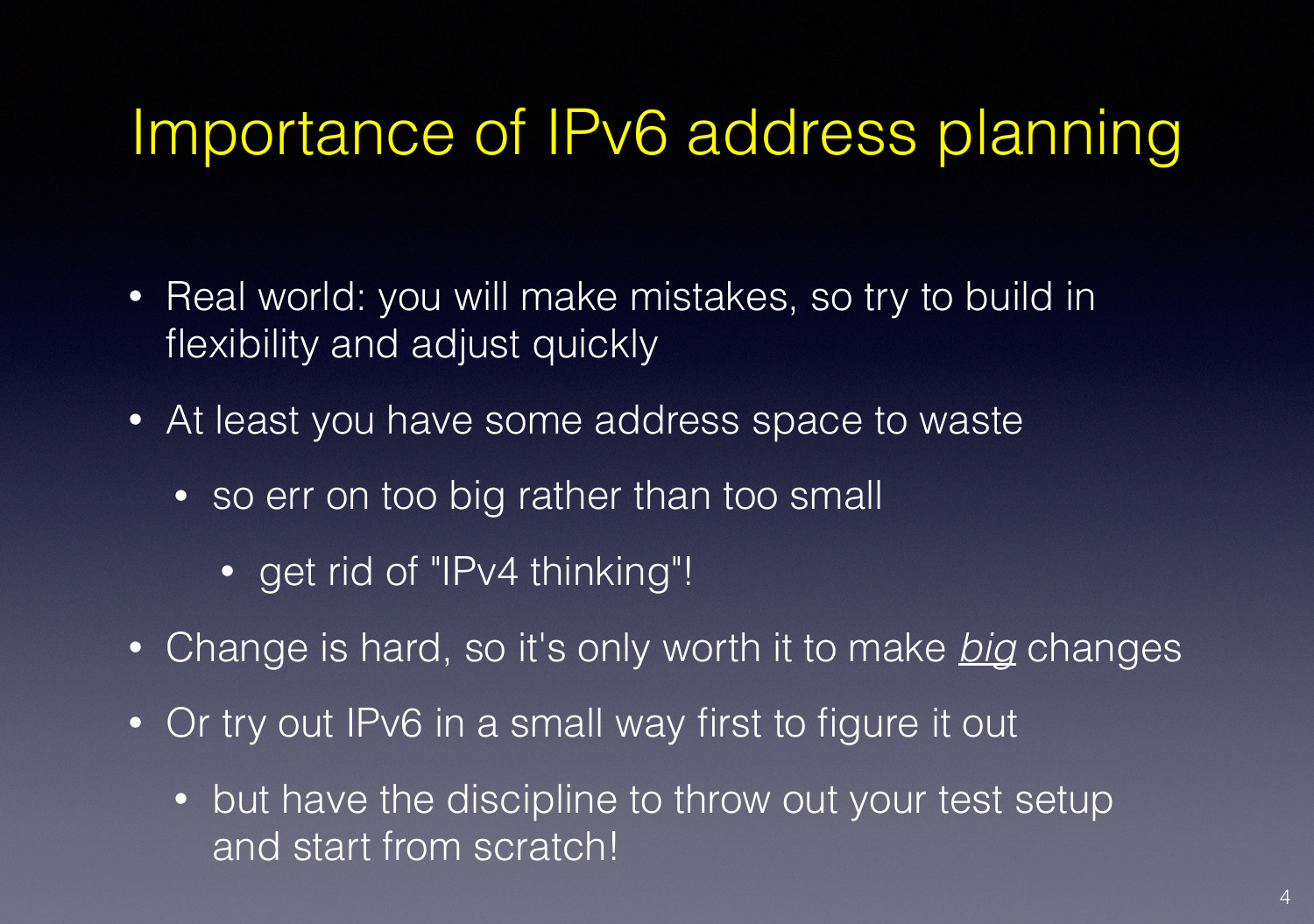# Importance of IPv6 address planning

- Real world: you will make mistakes, so try to build in flexibility and adjust quickly
- At least you have some address space to waste
  - so err on too big rather than too small
    - get rid of "IPv4 thinking"!
- Change is hard, so it's only worth it to make ***big*** changes
- Or try out IPv6 in a small way first to figure it out
  - but have the discipline to throw out your test setup and start from scratch!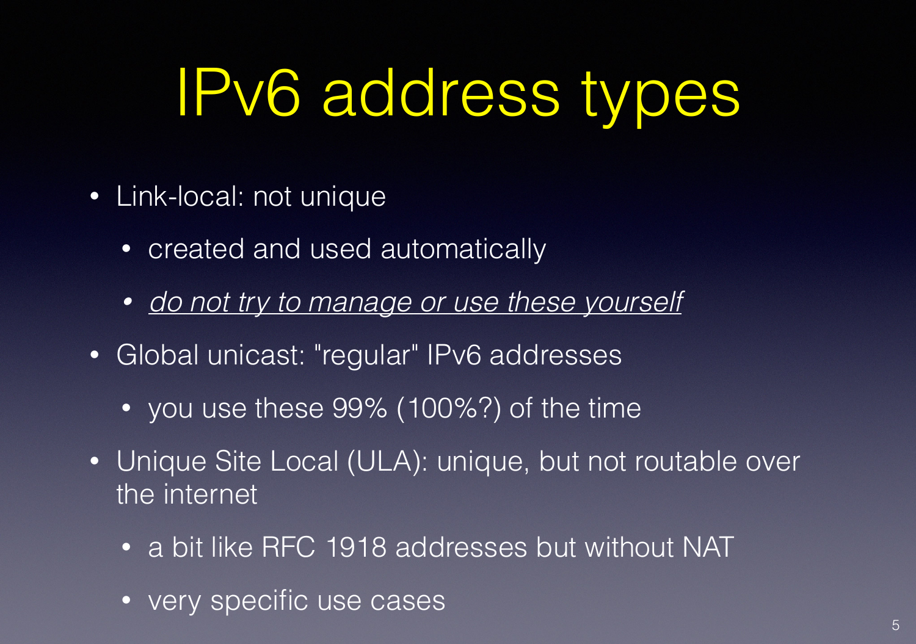# IPv6 address types

- Link-local: not unique
  - created and used automatically
  - *do not try to manage or use these yourself*
- Global unicast: "regular" IPv6 addresses
  - you use these 99% (100%?) of the time
- Unique Site Local (ULA): unique, but not routable over the internet
  - a bit like RFC 1918 addresses but without NAT
  - very specific use cases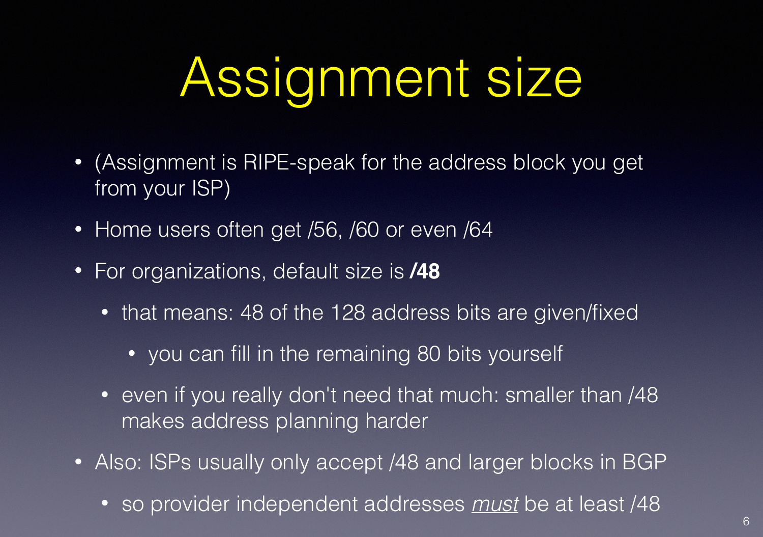# Assignment size

- (Assignment is RIPE-speak for the address block you get from your ISP)
- Home users often get /56, /60 or even /64
- For organizations, default size is **/48**
  - that means: 48 of the 128 address bits are given/fixed
    - you can fill in the remaining 80 bits yourself
  - even if you really don't need that much: smaller than /48 makes address planning harder
- Also: ISPs usually only accept /48 and larger blocks in BGP
  - so provider independent addresses *must* be at least /48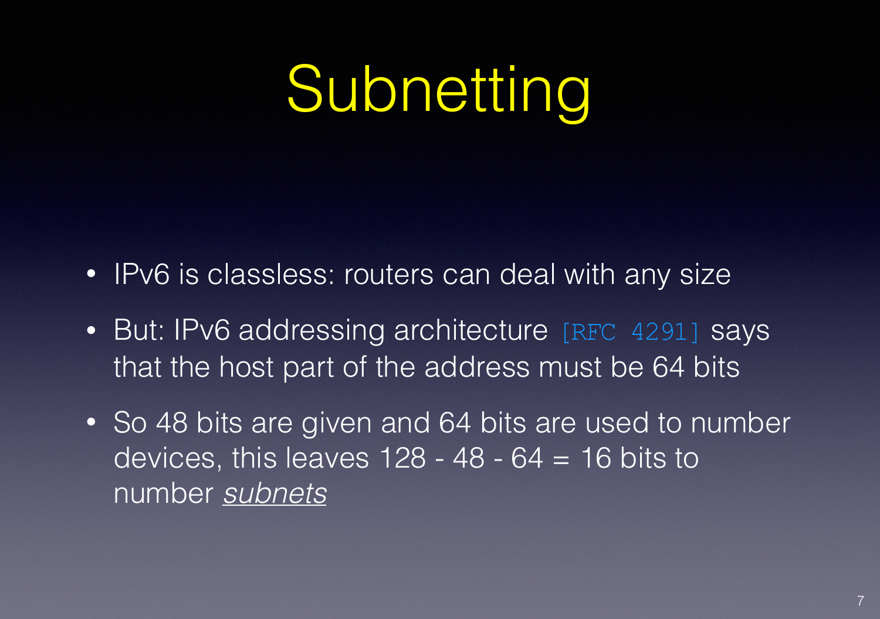# Subnetting

- IPv6 is classless: routers can deal with any size
- But: IPv6 addressing architecture [RFC 4291] says that the host part of the address must be 64 bits
- So 48 bits are given and 64 bits are used to number devices, this leaves 128 - 48 - 64 = 16 bits to number *subnets*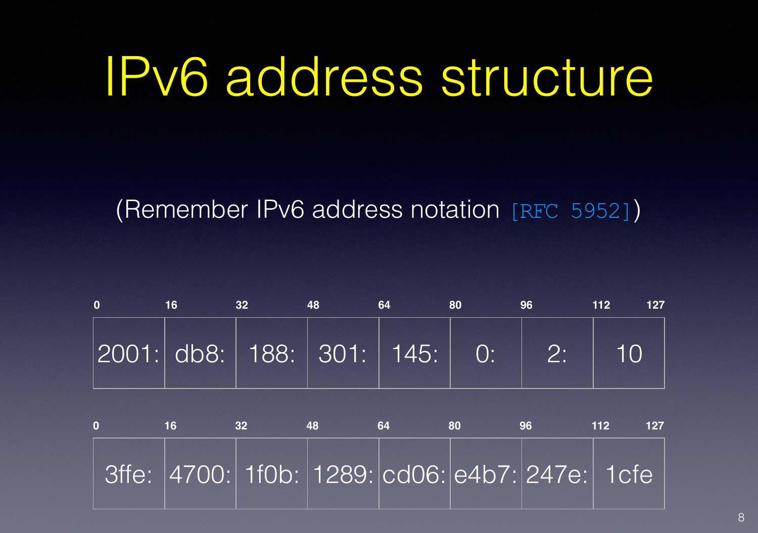# IPv6 address structure

(Remember IPv6 address notation [RFC 5952])

| 0 | 16 | 32 | 48 | 64 | 80 | 96 | 112 — 127 |
|---|---|---|---|---|---|---|---|
| 2001: | db8: | 188: | 301: | 145: | 0: | 2: | 10 |

| 0 | 16 | 32 | 48 | 64 | 80 | 96 | 112 — 127 |
|---|---|---|---|---|---|---|---|
| 3ffe: | 4700: | 1f0b: | 1289: | cd06: | e4b7: | 247e: | 1cfe |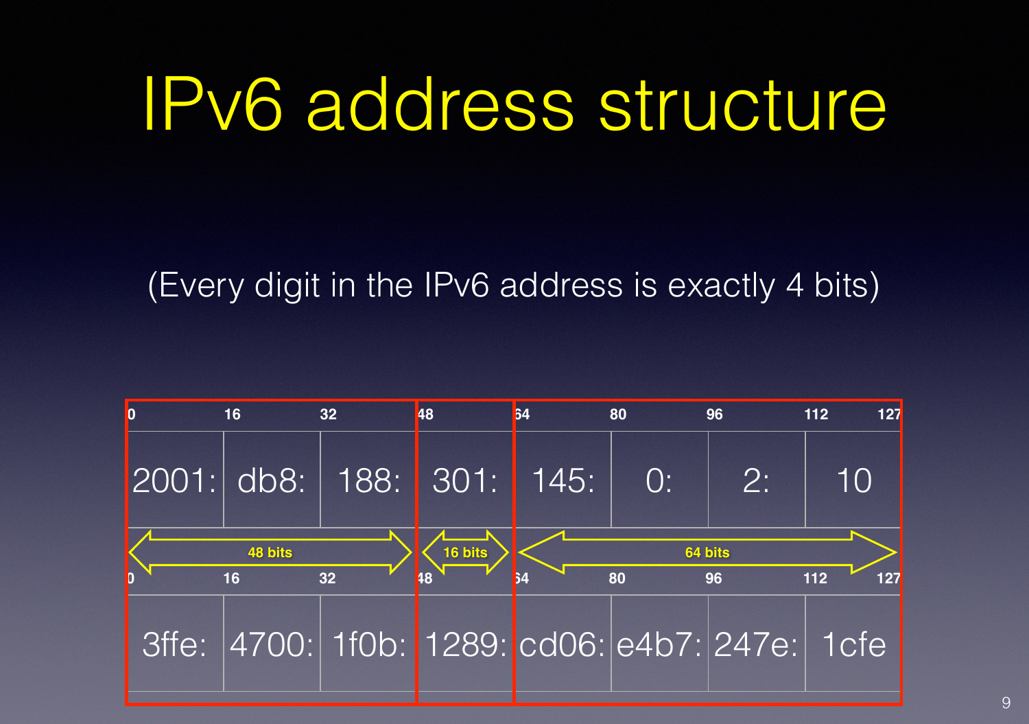# IPv6 address structure

(Every digit in the IPv6 address is exactly 4 bits)

| 0 | 16 | 32 | 48 | 64 | 80 | 96 | 112 127 |
|---|---|---|---|---|---|---|---|
| 2001: | db8: | 188: | 301: | 145: | 0: | 2: | 10 |
| 48 bits | | | 16 bits | 64 bits | | | |
| 0 | 16 | 32 | 48 | 64 | 80 | 96 | 112 127 |
| 3ffe: | 4700: | 1f0b: | 1289: | cd06: | e4b7: | 247e: | 1cfe |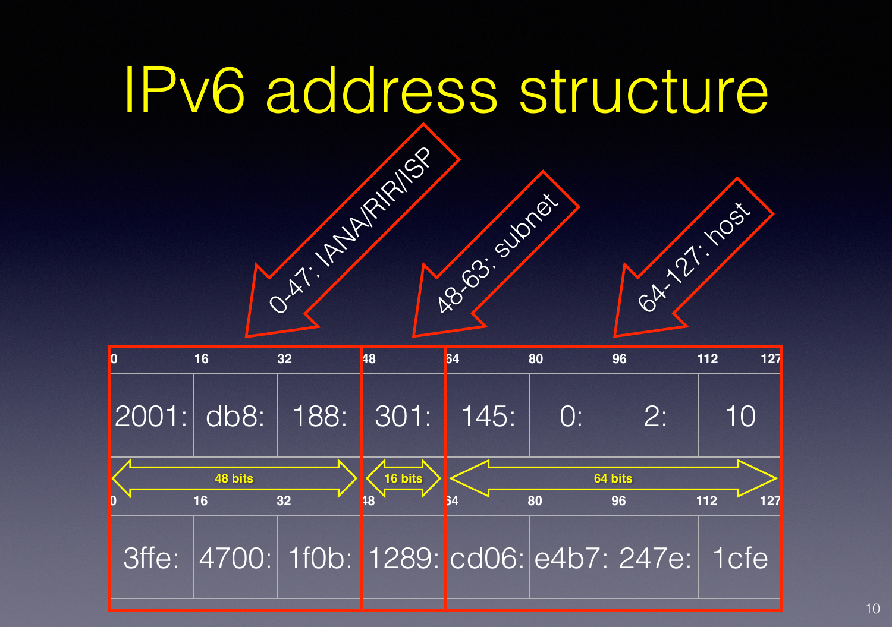# IPv6 address structure

- 0-47: IANA/RIR/ISP
- 48-63: subnet
- 64-127: host

| 0 | 16 | 32 | 48 | 64 | 80 | 96 | 112 | 127 |
|---|---|---|---|---|---|---|---|---|
| 2001: | db8: | 188: | 301: | 145: | 0: | 2: | 10 | |
| 48 bits | | | 16 bits | 64 bits | | | | |
| 0 | 16 | 32 | 48 | 64 | 80 | 96 | 112 | 127 |
| 3ffe: | 4700: | 1f0b: | 1289: | cd06: | e4b7: | 247e: | 1cfe | |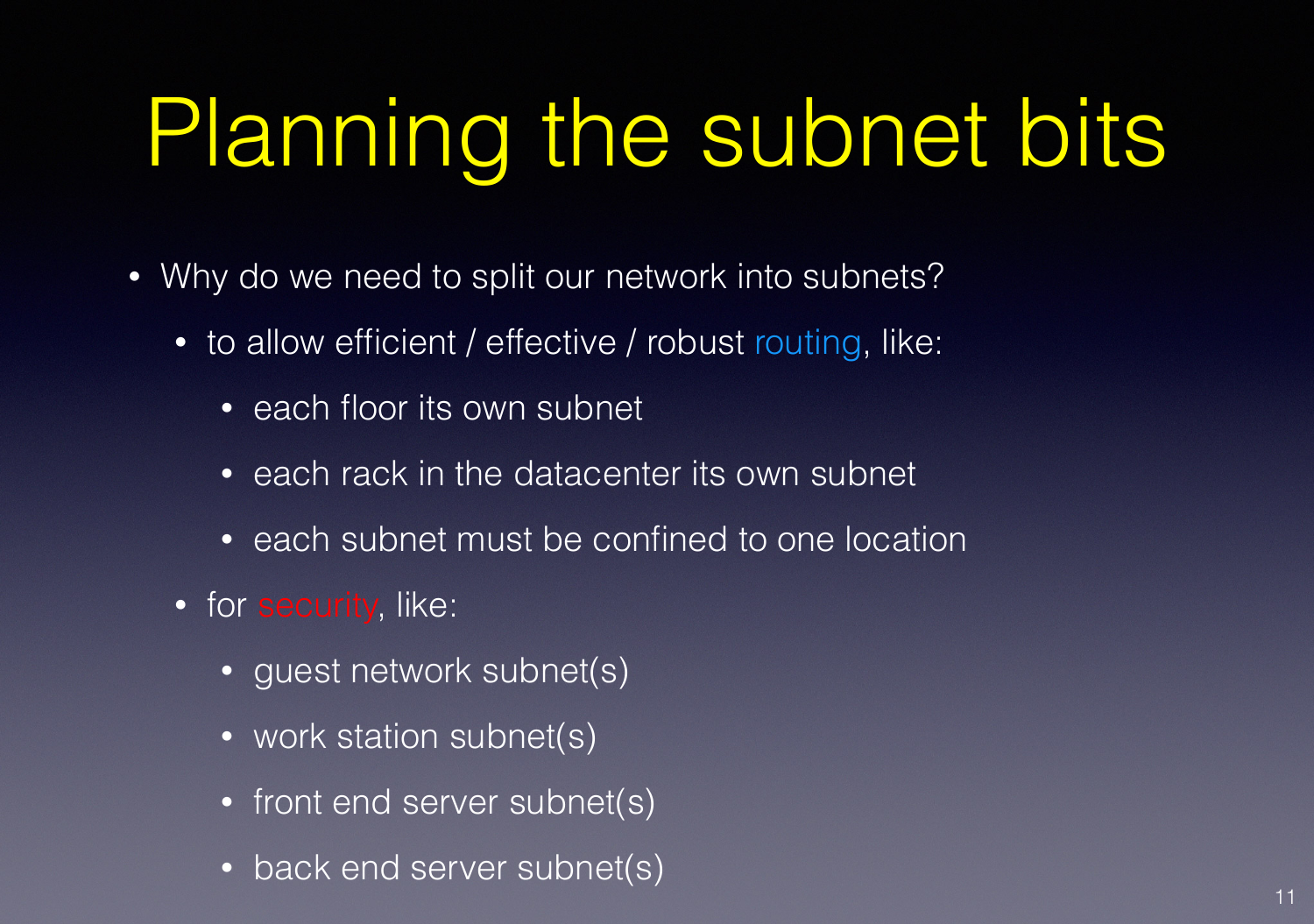# Planning the subnet bits

- Why do we need to split our network into subnets?
  - to allow efficient / effective / robust routing, like:
    - each floor its own subnet
    - each rack in the datacenter its own subnet
    - each subnet must be confined to one location
  - for security, like:
    - guest network subnet(s)
    - work station subnet(s)
    - front end server subnet(s)
    - back end server subnet(s)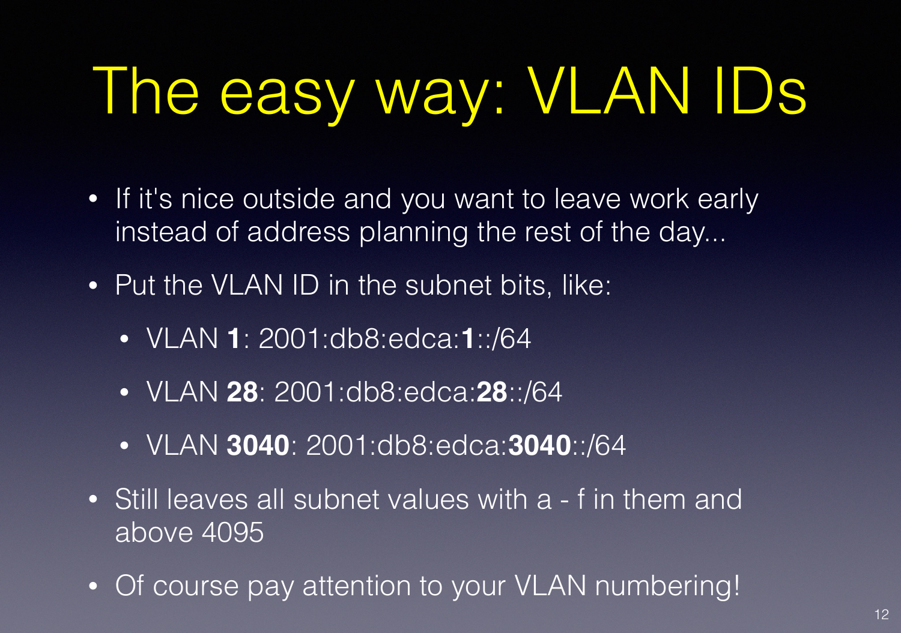# The easy way: VLAN IDs

- If it's nice outside and you want to leave work early instead of address planning the rest of the day...
- Put the VLAN ID in the subnet bits, like:
  - VLAN **1**: 2001:db8:edca:**1**::/64
  - VLAN **28**: 2001:db8:edca:**28**::/64
  - VLAN **3040**: 2001:db8:edca:**3040**::/64
- Still leaves all subnet values with a - f in them and above 4095
- Of course pay attention to your VLAN numbering!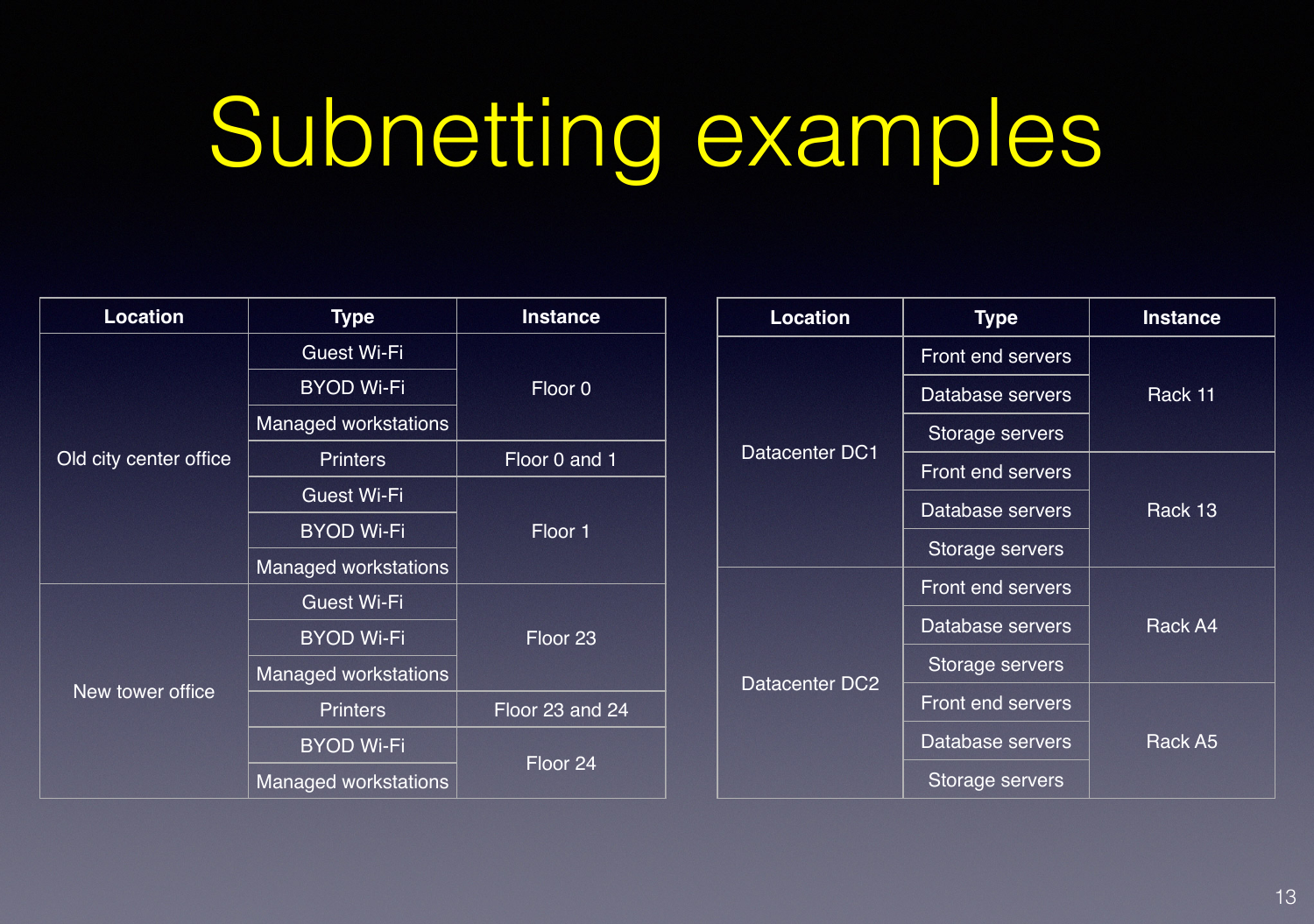# Subnetting examples

| Location | Type | Instance |
| --- | --- | --- |
| Old city center office | Guest Wi-Fi | Floor 0 |
| | BYOD Wi-Fi | |
| | Managed workstations | |
| | Printers | Floor 0 and 1 |
| | Guest Wi-Fi | Floor 1 |
| | BYOD Wi-Fi | |
| | Managed workstations | |
| New tower office | Guest Wi-Fi | Floor 23 |
| | BYOD Wi-Fi | |
| | Managed workstations | |
| | Printers | Floor 23 and 24 |
| | BYOD Wi-Fi | Floor 24 |
| | Managed workstations | |

| Location | Type | Instance |
| --- | --- | --- |
| Datacenter DC1 | Front end servers | Rack 11 |
| | Database servers | |
| | Storage servers | |
| | Front end servers | Rack 13 |
| | Database servers | |
| | Storage servers | |
| Datacenter DC2 | Front end servers | Rack A4 |
| | Database servers | |
| | Storage servers | |
| | Front end servers | Rack A5 |
| | Database servers | |
| | Storage servers | |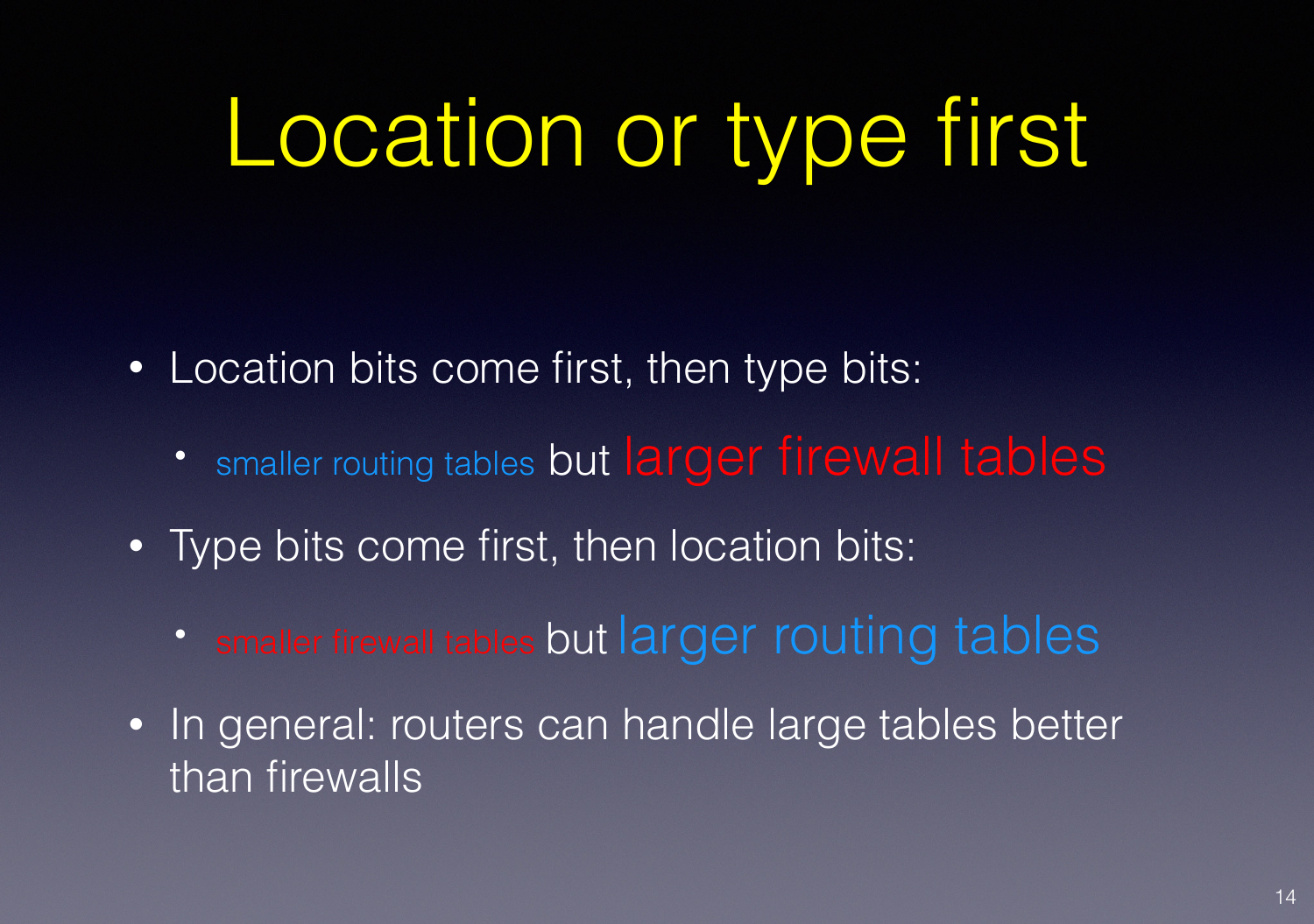# Location or type first

- Location bits come first, then type bits:
  - smaller routing tables but larger firewall tables
- Type bits come first, then location bits:
  - smaller firewall tables but larger routing tables
- In general: routers can handle large tables better than firewalls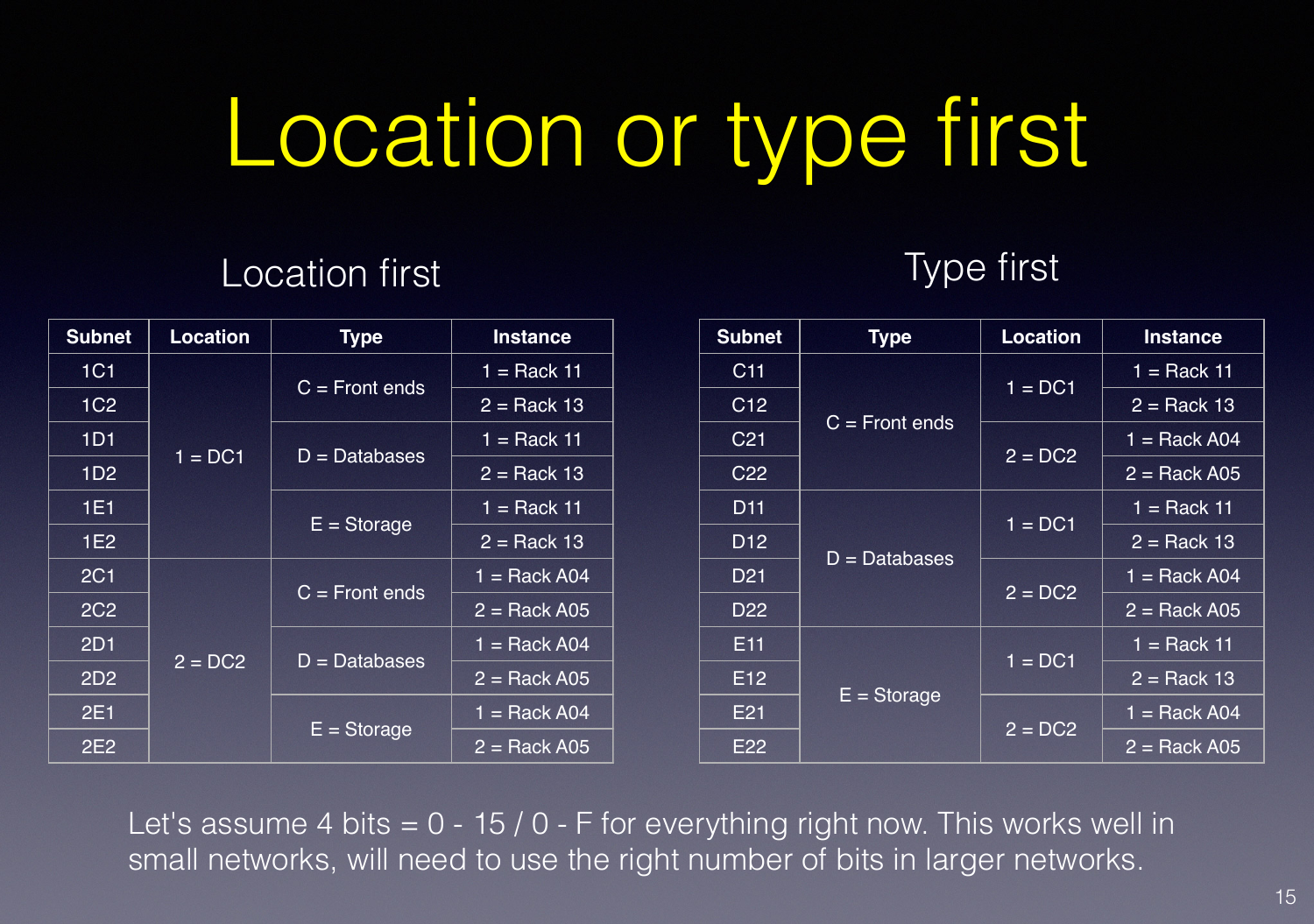# Location or type first

## Location first

| Subnet | Location | Type | Instance |
|---|---|---|---|
| 1C1 | 1 = DC1 | C = Front ends | 1 = Rack 11 |
| 1C2 | | | 2 = Rack 13 |
| 1D1 | | D = Databases | 1 = Rack 11 |
| 1D2 | | | 2 = Rack 13 |
| 1E1 | | E = Storage | 1 = Rack 11 |
| 1E2 | | | 2 = Rack 13 |
| 2C1 | 2 = DC2 | C = Front ends | 1 = Rack A04 |
| 2C2 | | | 2 = Rack A05 |
| 2D1 | | D = Databases | 1 = Rack A04 |
| 2D2 | | | 2 = Rack A05 |
| 2E1 | | E = Storage | 1 = Rack A04 |
| 2E2 | | | 2 = Rack A05 |

## Type first

| Subnet | Type | Location | Instance |
|---|---|---|---|
| C11 | C = Front ends | 1 = DC1 | 1 = Rack 11 |
| C12 | | | 2 = Rack 13 |
| C21 | | 2 = DC2 | 1 = Rack A04 |
| C22 | | | 2 = Rack A05 |
| D11 | D = Databases | 1 = DC1 | 1 = Rack 11 |
| D12 | | | 2 = Rack 13 |
| D21 | | 2 = DC2 | 1 = Rack A04 |
| D22 | | | 2 = Rack A05 |
| E11 | E = Storage | 1 = DC1 | 1 = Rack 11 |
| E12 | | | 2 = Rack 13 |
| E21 | | 2 = DC2 | 1 = Rack A04 |
| E22 | | | 2 = Rack A05 |

Let's assume 4 bits = 0 - 15 / 0 - F for everything right now. This works well in small networks, will need to use the right number of bits in larger networks.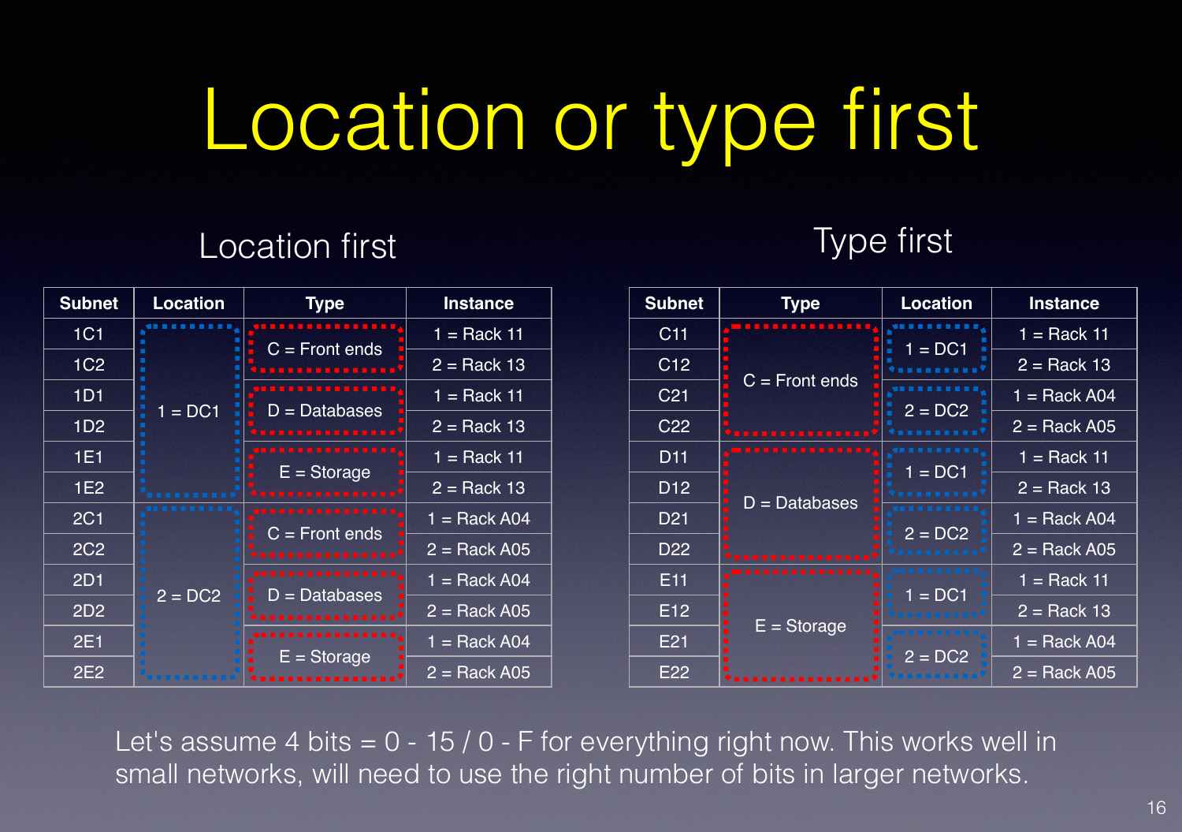# Location or type first

## Location first

| Subnet | Location | Type | Instance |
|---|---|---|---|
| 1C1 | 1 = DC1 | C = Front ends | 1 = Rack 11 |
| 1C2 | | | 2 = Rack 13 |
| 1D1 | | D = Databases | 1 = Rack 11 |
| 1D2 | | | 2 = Rack 13 |
| 1E1 | | E = Storage | 1 = Rack 11 |
| 1E2 | | | 2 = Rack 13 |
| 2C1 | 2 = DC2 | C = Front ends | 1 = Rack A04 |
| 2C2 | | | 2 = Rack A05 |
| 2D1 | | D = Databases | 1 = Rack A04 |
| 2D2 | | | 2 = Rack A05 |
| 2E1 | | E = Storage | 1 = Rack A04 |
| 2E2 | | | 2 = Rack A05 |

## Type first

| Subnet | Type | Location | Instance |
|---|---|---|---|
| C11 | C = Front ends | 1 = DC1 | 1 = Rack 11 |
| C12 | | | 2 = Rack 13 |
| C21 | | 2 = DC2 | 1 = Rack A04 |
| C22 | | | 2 = Rack A05 |
| D11 | D = Databases | 1 = DC1 | 1 = Rack 11 |
| D12 | | | 2 = Rack 13 |
| D21 | | 2 = DC2 | 1 = Rack A04 |
| D22 | | | 2 = Rack A05 |
| E11 | E = Storage | 1 = DC1 | 1 = Rack 11 |
| E12 | | | 2 = Rack 13 |
| E21 | | 2 = DC2 | 1 = Rack A04 |
| E22 | | | 2 = Rack A05 |

Let's assume 4 bits = 0 - 15 / 0 - F for everything right now. This works well in small networks, will need to use the right number of bits in larger networks.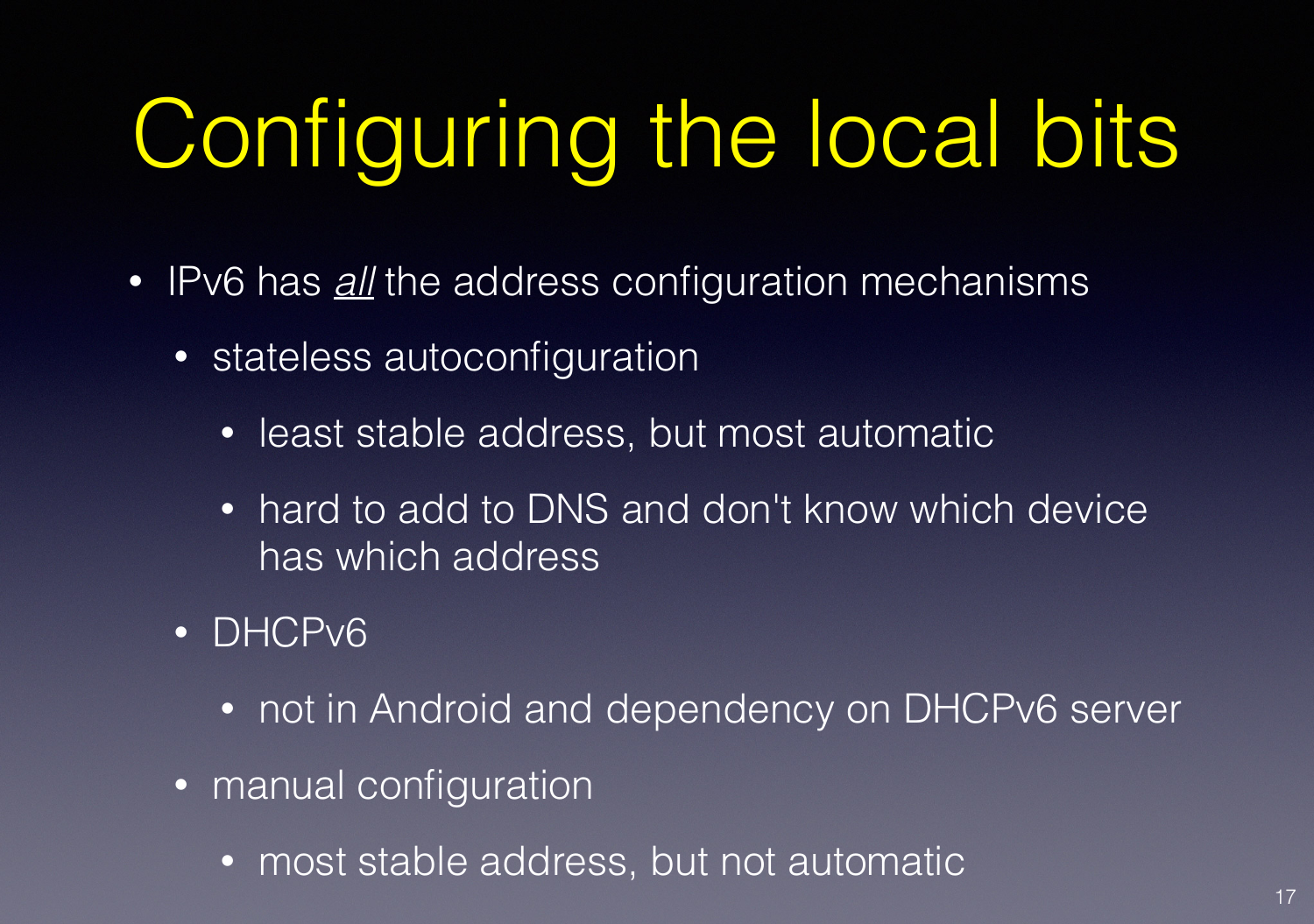# Configuring the local bits

- IPv6 has *all* the address configuration mechanisms
  - stateless autoconfiguration
    - least stable address, but most automatic
    - hard to add to DNS and don't know which device has which address
  - DHCPv6
    - not in Android and dependency on DHCPv6 server
  - manual configuration
    - most stable address, but not automatic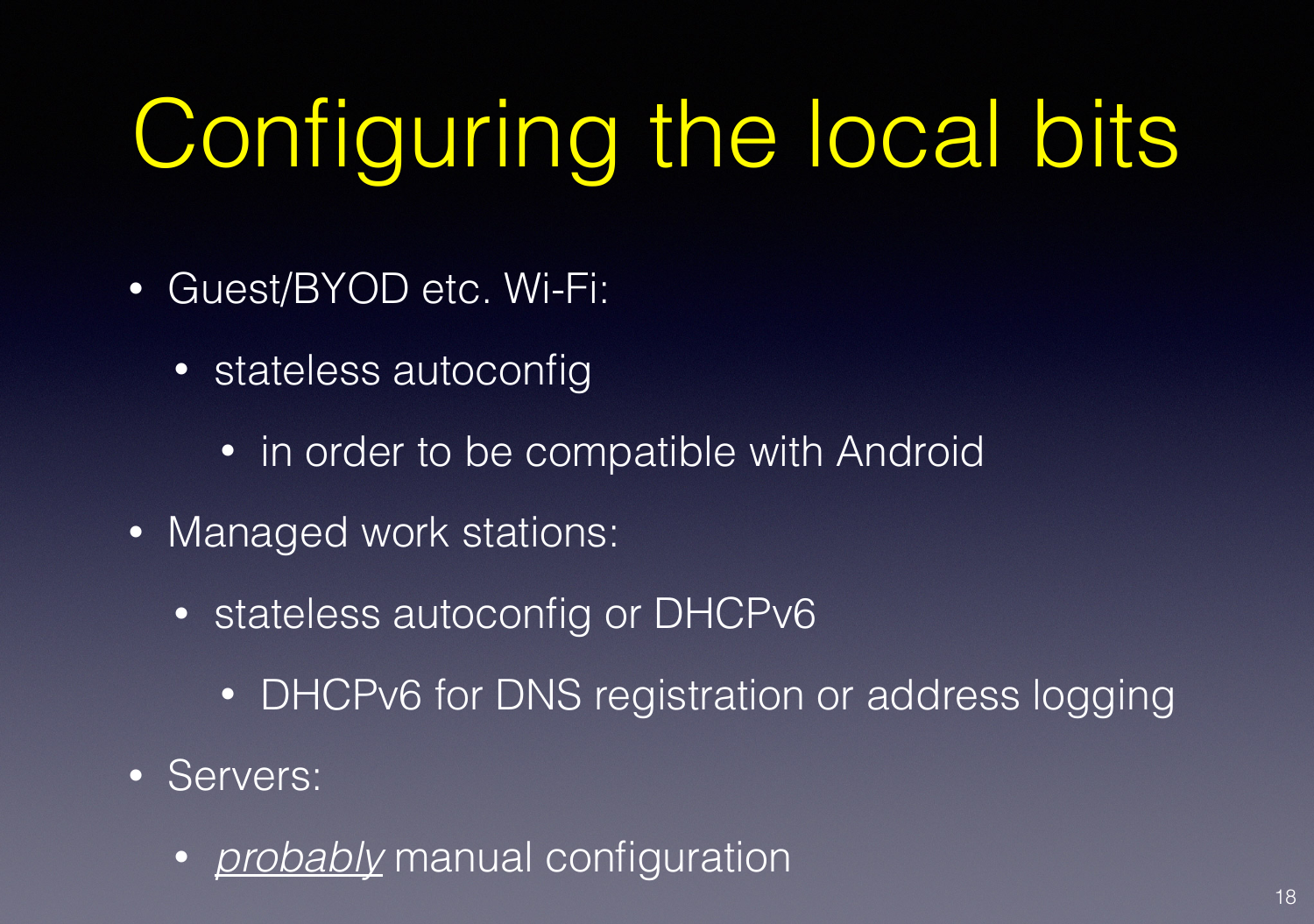# Configuring the local bits

- Guest/BYOD etc. Wi-Fi:
  - stateless autoconfig
    - in order to be compatible with Android
- Managed work stations:
  - stateless autoconfig or DHCPv6
    - DHCPv6 for DNS registration or address logging
- Servers:
  - *probably* manual configuration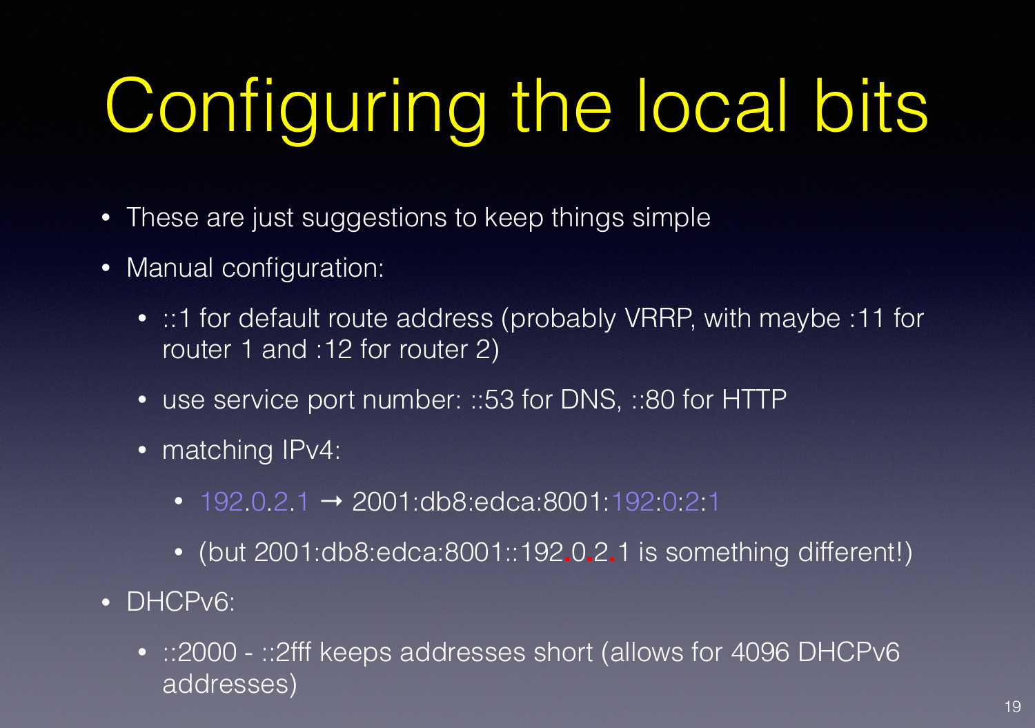# Configuring the local bits

- These are just suggestions to keep things simple
- Manual configuration:
  - ::1 for default route address (probably VRRP, with maybe :11 for router 1 and :12 for router 2)
  - use service port number: ::53 for DNS, ::80 for HTTP
  - matching IPv4:
    - 192.0.2.1 → 2001:db8:edca:8001:192:0:2:1
    - (but 2001:db8:edca:8001::192.0.2.1 is something different!)
- DHCPv6:
  - ::2000 - ::2fff keeps addresses short (allows for 4096 DHCPv6 addresses)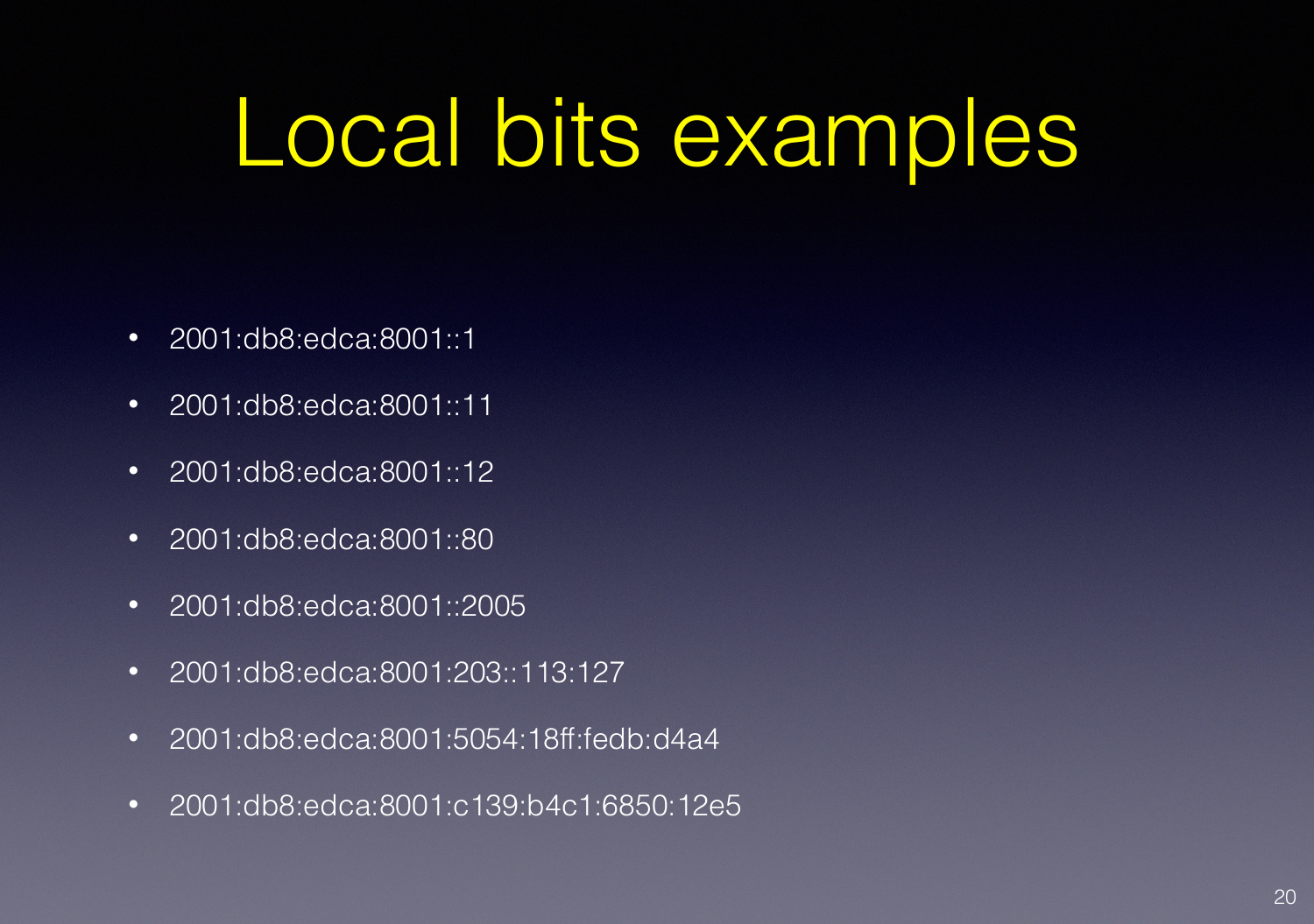# Local bits examples

- 2001:db8:edca:8001::1
- 2001:db8:edca:8001::11
- 2001:db8:edca:8001::12
- 2001:db8:edca:8001::80
- 2001:db8:edca:8001::2005
- 2001:db8:edca:8001:203::113:127
- 2001:db8:edca:8001:5054:18ff:fedb:d4a4
- 2001:db8:edca:8001:c139:b4c1:6850:12e5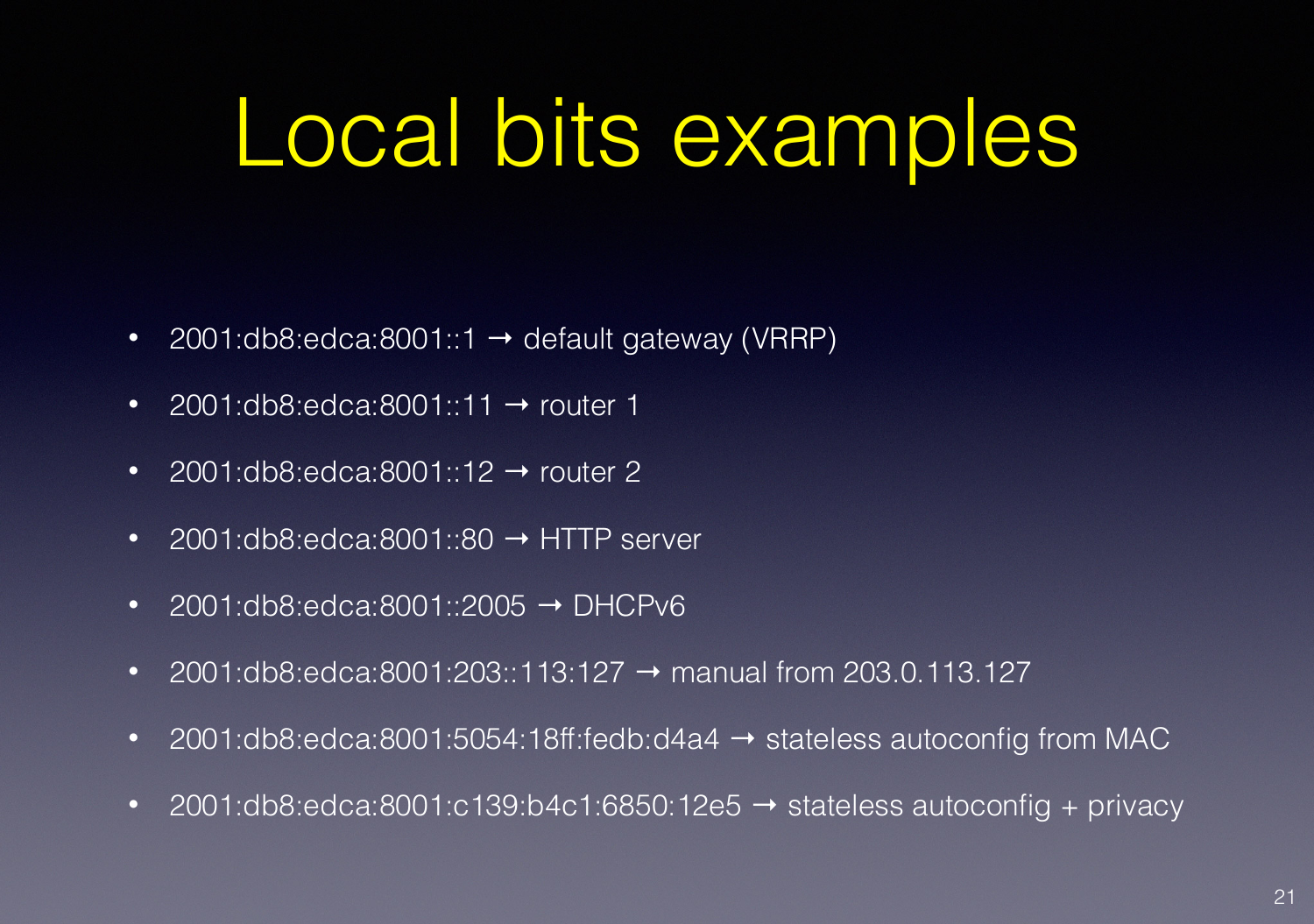# Local bits examples

- 2001:db8:edca:8001::1 → default gateway (VRRP)
- 2001:db8:edca:8001::11 → router 1
- 2001:db8:edca:8001::12 → router 2
- 2001:db8:edca:8001::80 → HTTP server
- 2001:db8:edca:8001::2005 → DHCPv6
- 2001:db8:edca:8001:203::113:127 → manual from 203.0.113.127
- 2001:db8:edca:8001:5054:18ff:fedb:d4a4 → stateless autoconfig from MAC
- 2001:db8:edca:8001:c139:b4c1:6850:12e5 → stateless autoconfig + privacy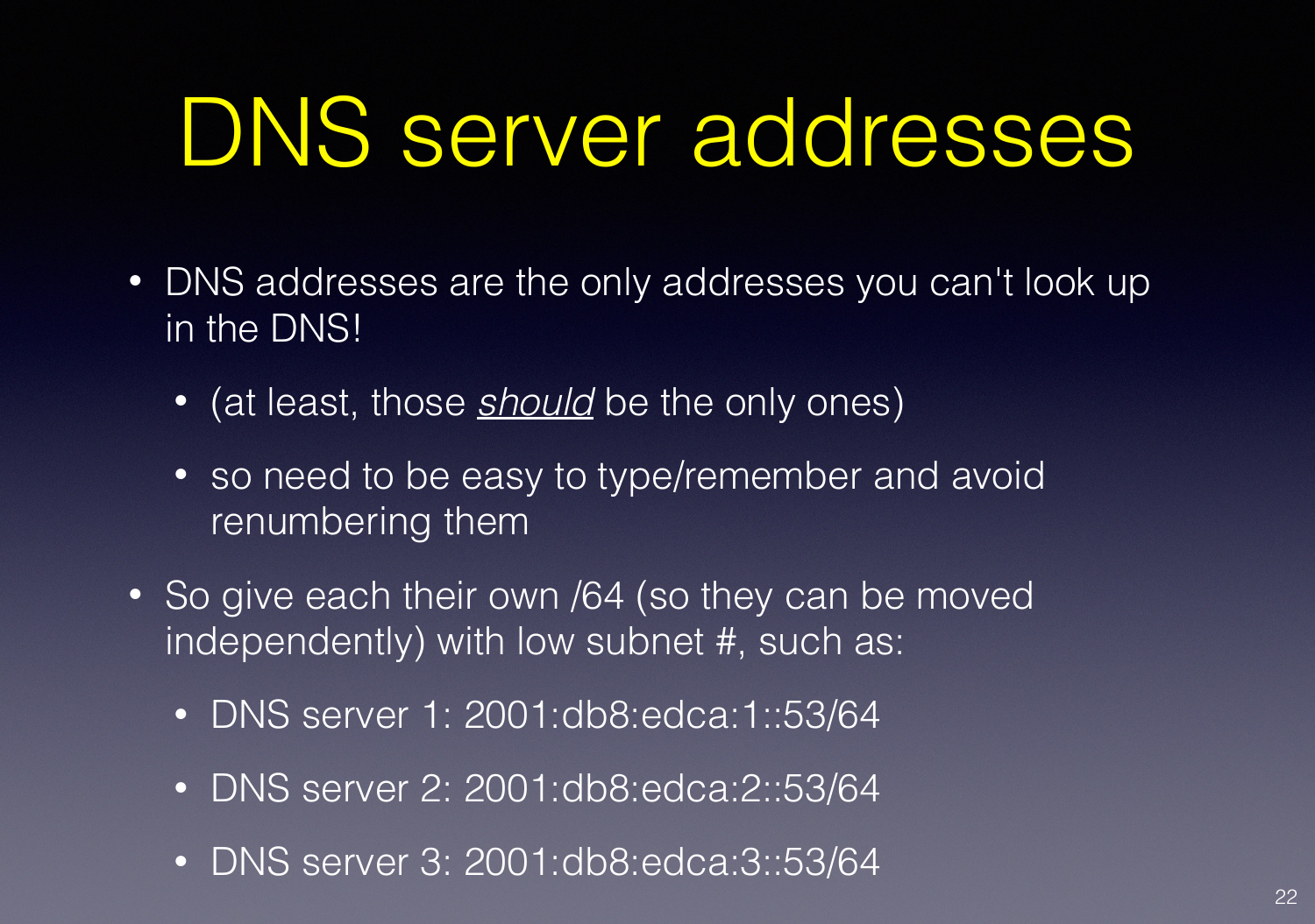# DNS server addresses

- DNS addresses are the only addresses you can't look up in the DNS!
  - (at least, those ***should*** be the only ones)
  - so need to be easy to type/remember and avoid renumbering them
- So give each their own /64 (so they can be moved independently) with low subnet #, such as:
  - DNS server 1: 2001:db8:edca:1::53/64
  - DNS server 2: 2001:db8:edca:2::53/64
  - DNS server 3: 2001:db8:edca:3::53/64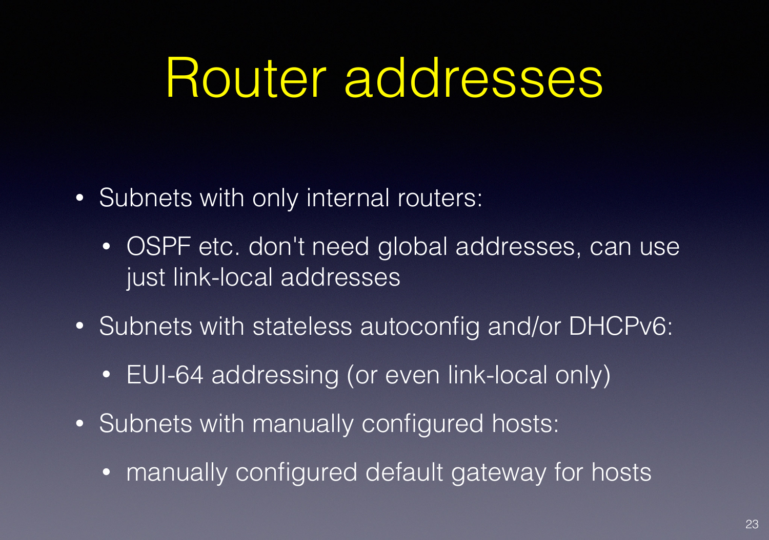# Router addresses

- Subnets with only internal routers:
  - OSPF etc. don't need global addresses, can use just link-local addresses
- Subnets with stateless autoconfig and/or DHCPv6:
  - EUI-64 addressing (or even link-local only)
- Subnets with manually configured hosts:
  - manually configured default gateway for hosts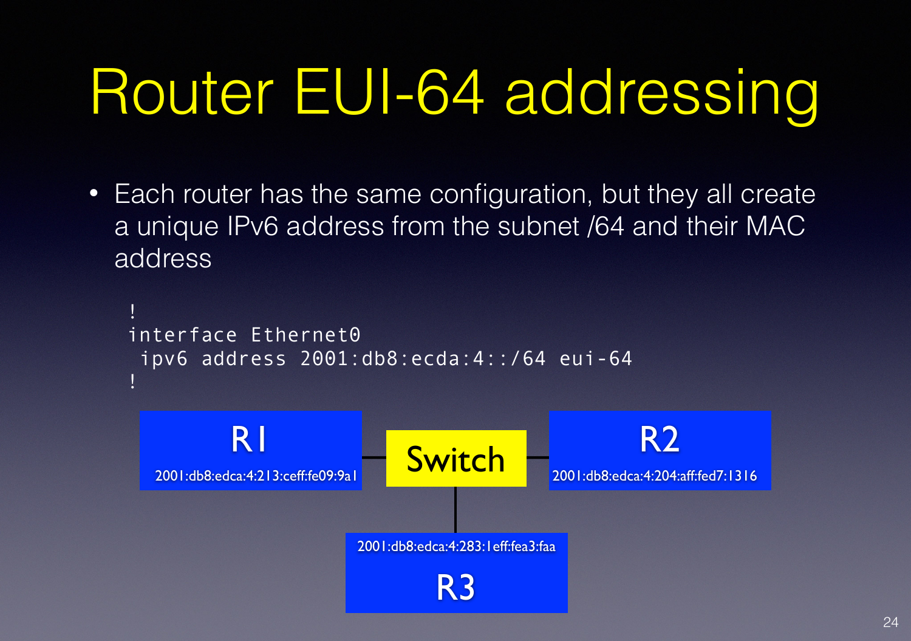# Router EUI-64 addressing

- Each router has the same configuration, but they all create a unique IPv6 address from the subnet /64 and their MAC address

```
!
interface Ethernet0
 ipv6 address 2001:db8:ecda:4::/64 eui-64
!
```

R1

2001:db8:edca:4:213:ceff:fe09:9a1

Switch

R2

2001:db8:edca:4:204:aff:fed7:1316

2001:db8:edca:4:283:1eff:fea3:faa

R3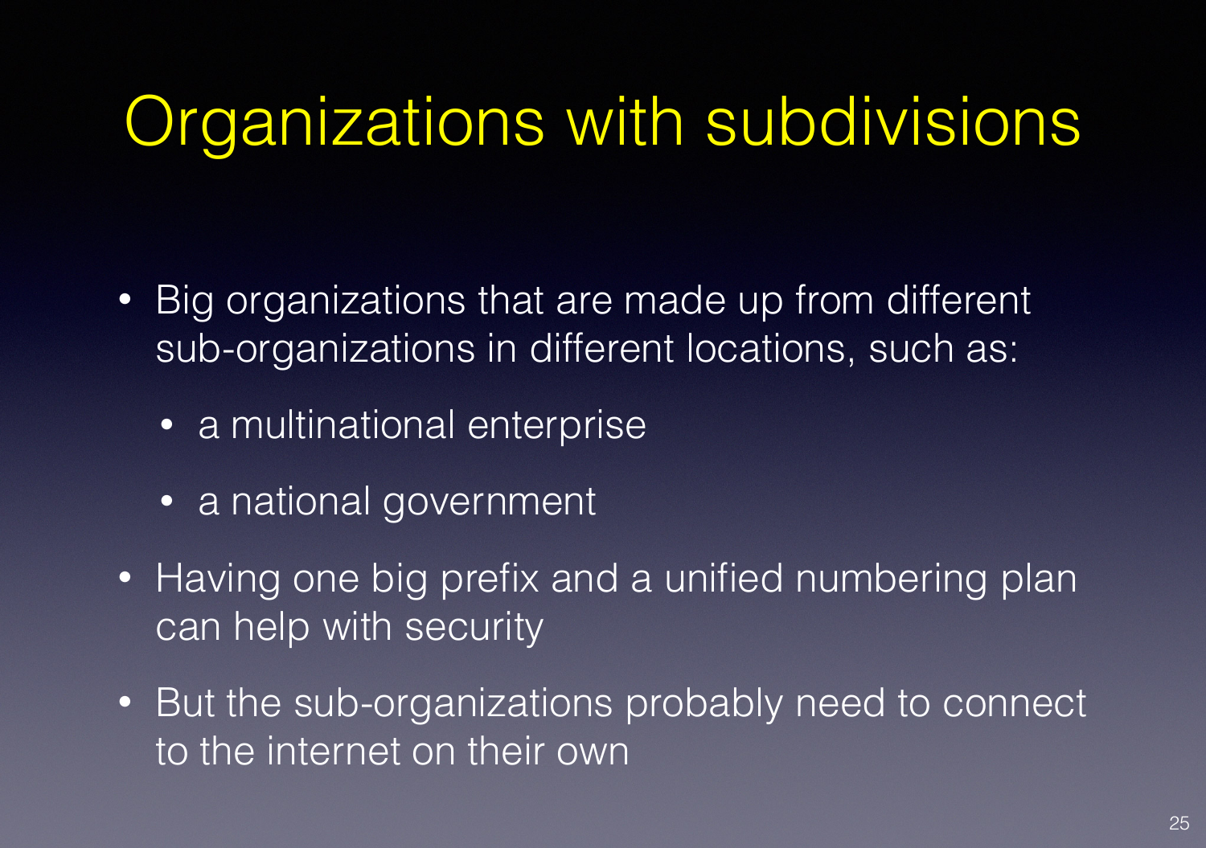# Organizations with subdivisions

- Big organizations that are made up from different sub-organizations in different locations, such as:
  - a multinational enterprise
  - a national government
- Having one big prefix and a unified numbering plan can help with security
- But the sub-organizations probably need to connect to the internet on their own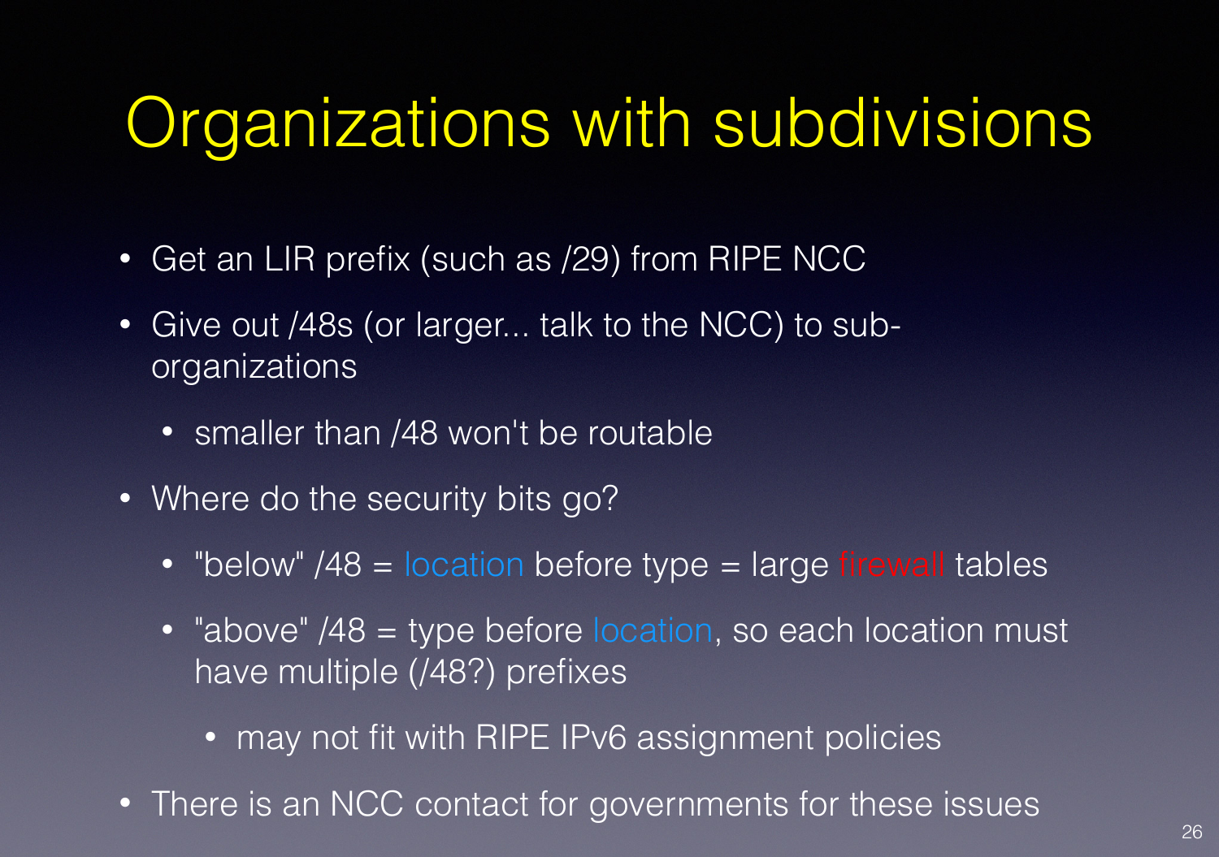# Organizations with subdivisions

- Get an LIR prefix (such as /29) from RIPE NCC
- Give out /48s (or larger... talk to the NCC) to sub-organizations
  - smaller than /48 won't be routable
- Where do the security bits go?
  - "below" /48 = location before type = large firewall tables
  - "above" /48 = type before location, so each location must have multiple (/48?) prefixes
    - may not fit with RIPE IPv6 assignment policies
- There is an NCC contact for governments for these issues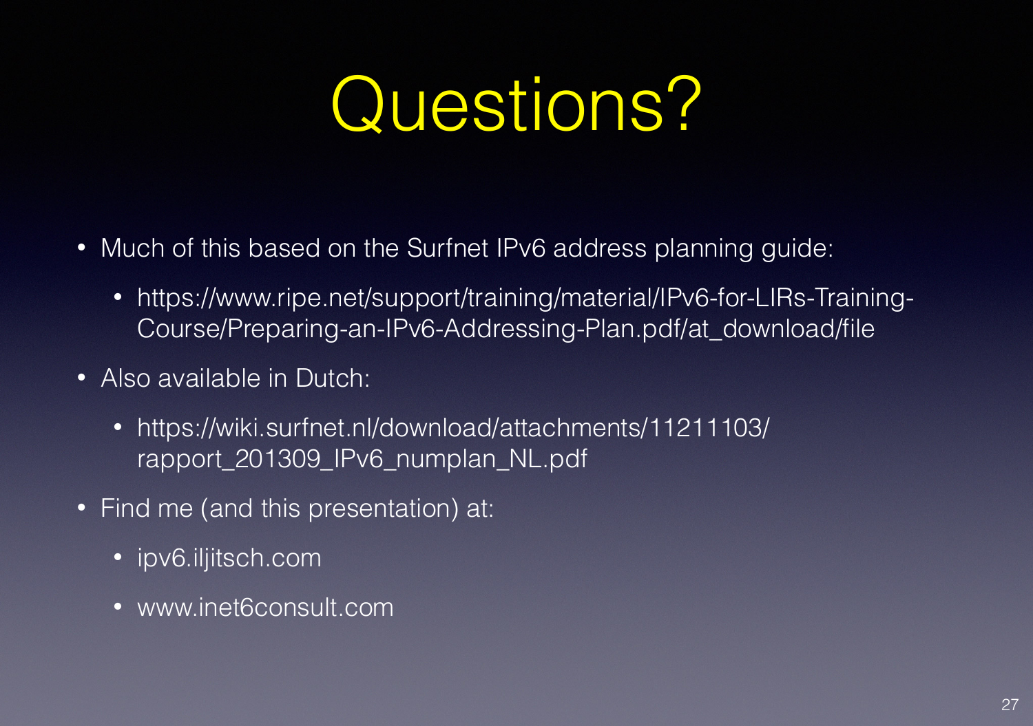# Questions?

- Much of this based on the Surfnet IPv6 address planning guide:
  - https://www.ripe.net/support/training/material/IPv6-for-LIRs-Training-Course/Preparing-an-IPv6-Addressing-Plan.pdf/at_download/file
- Also available in Dutch:
  - https://wiki.surfnet.nl/download/attachments/11211103/rapport_201309_IPv6_numplan_NL.pdf
- Find me (and this presentation) at:
  - ipv6.iljitsch.com
  - www.inet6consult.com